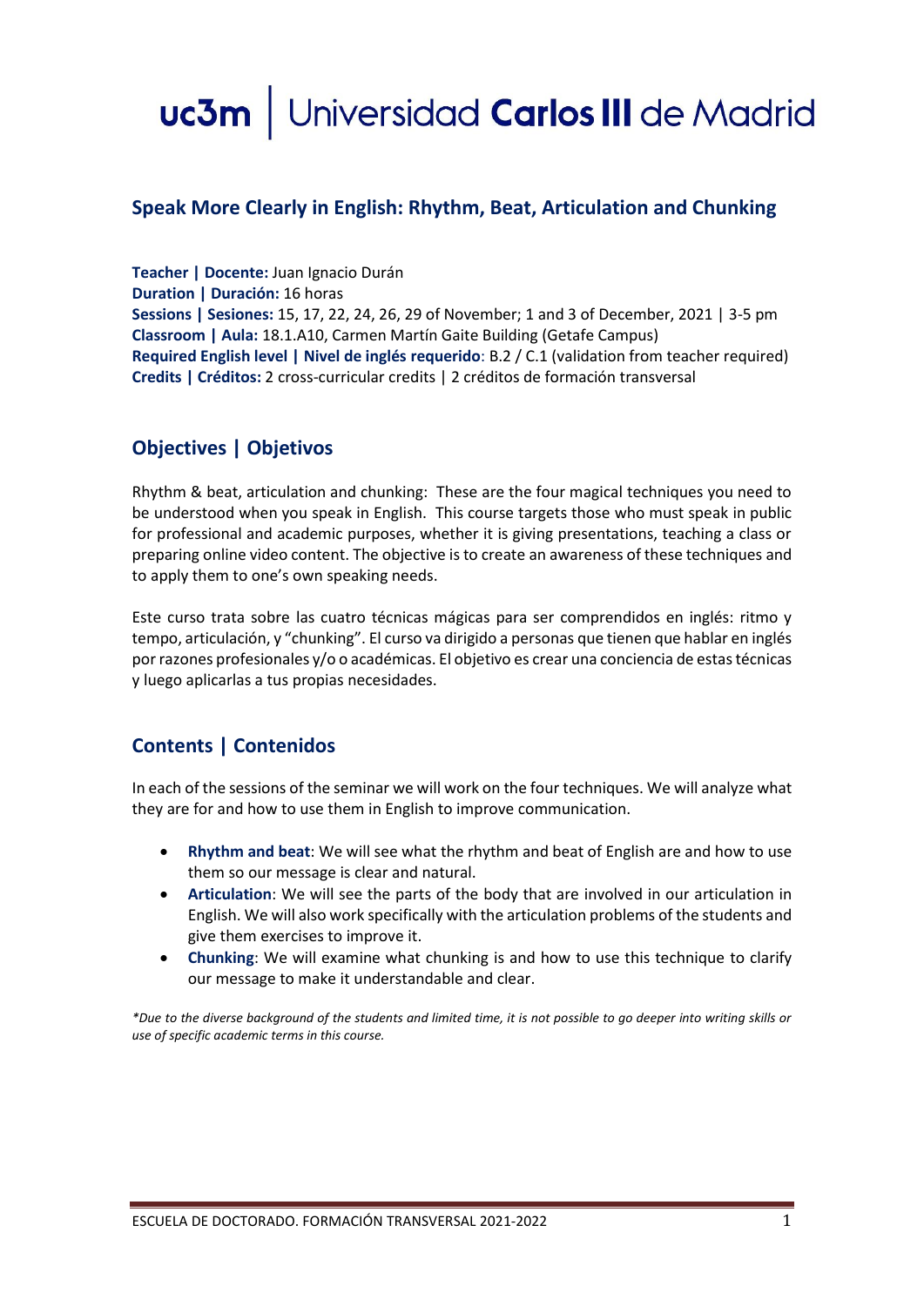# uc3m | Universidad Carlos III de Madrid

## Speak More Clearly in English: Rhythm, Beat, Articulation and Chunking

**Teacher | Docente:** Juan Ignacio Durán
**Duration | Duración:** 16 horas
**Sessions | Sesiones:** 15, 17, 22, 24, 26, 29 of November; 1 and 3 of December, 2021 | 3-5 pm
**Classroom | Aula:** 18.1.A10, Carmen Martín Gaite Building (Getafe Campus)
**Required English level | Nivel de inglés requerido**: B.2 / C.1 (validation from teacher required)
**Credits | Créditos:** 2 cross-curricular credits | 2 créditos de formación transversal

## Objectives | Objetivos

Rhythm & beat, articulation and chunking: These are the four magical techniques you need to be understood when you speak in English. This course targets those who must speak in public for professional and academic purposes, whether it is giving presentations, teaching a class or preparing online video content. The objective is to create an awareness of these techniques and to apply them to one's own speaking needs.

Este curso trata sobre las cuatro técnicas mágicas para ser comprendidos en inglés: ritmo y tempo, articulación, y "chunking". El curso va dirigido a personas que tienen que hablar en inglés por razones profesionales y/o o académicas. El objetivo es crear una conciencia de estas técnicas y luego aplicarlas a tus propias necesidades.

## Contents | Contenidos

In each of the sessions of the seminar we will work on the four techniques. We will analyze what they are for and how to use them in English to improve communication.

- **Rhythm and beat**: We will see what the rhythm and beat of English are and how to use them so our message is clear and natural.
- **Articulation**: We will see the parts of the body that are involved in our articulation in English. We will also work specifically with the articulation problems of the students and give them exercises to improve it.
- **Chunking**: We will examine what chunking is and how to use this technique to clarify our message to make it understandable and clear.

*\*Due to the diverse background of the students and limited time, it is not possible to go deeper into writing skills or use of specific academic terms in this course.*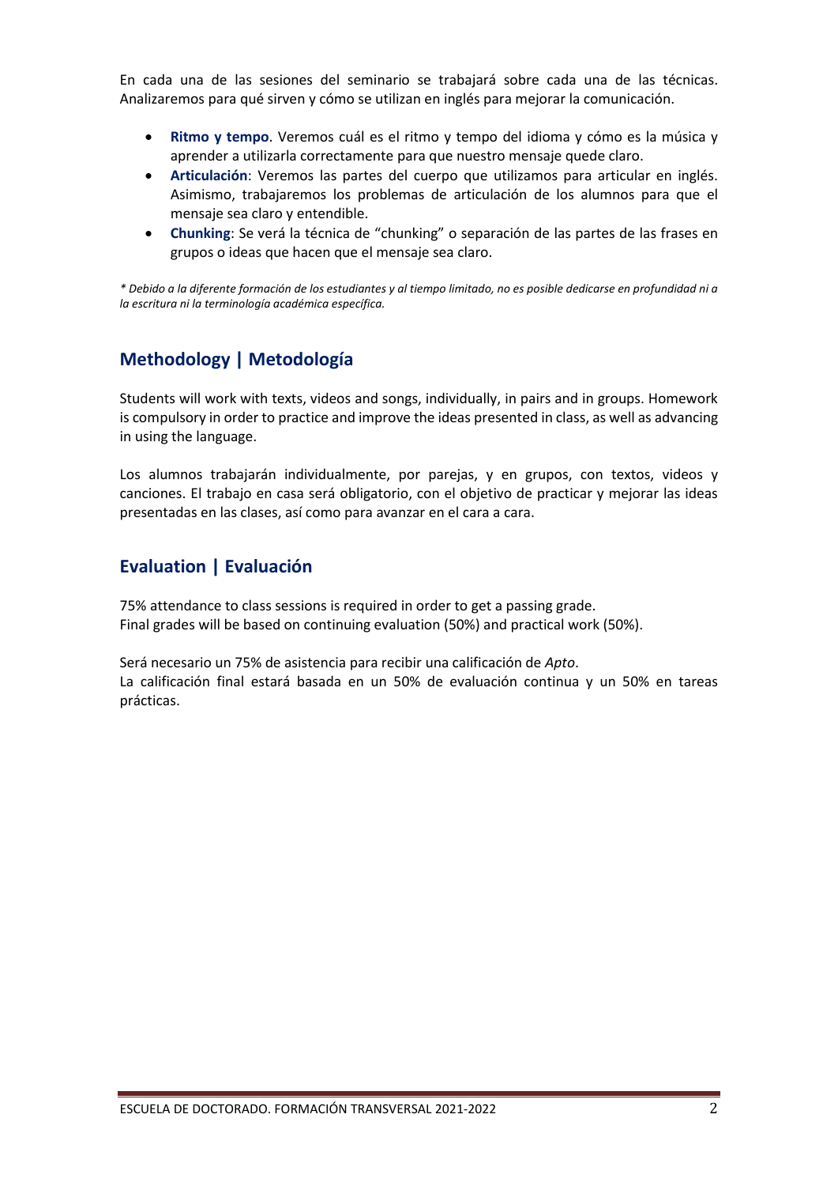En cada una de las sesiones del seminario se trabajará sobre cada una de las técnicas. Analizaremos para qué sirven y cómo se utilizan en inglés para mejorar la comunicación.

- **Ritmo y tempo**. Veremos cuál es el ritmo y tempo del idioma y cómo es la música y aprender a utilizarla correctamente para que nuestro mensaje quede claro.
- **Articulación**: Veremos las partes del cuerpo que utilizamos para articular en inglés. Asimismo, trabajaremos los problemas de articulación de los alumnos para que el mensaje sea claro y entendible.
- **Chunking**: Se verá la técnica de "chunking" o separación de las partes de las frases en grupos o ideas que hacen que el mensaje sea claro.

*\* Debido a la diferente formación de los estudiantes y al tiempo limitado, no es posible dedicarse en profundidad ni a la escritura ni la terminología académica específica.*

## Methodology | Metodología

Students will work with texts, videos and songs, individually, in pairs and in groups. Homework is compulsory in order to practice and improve the ideas presented in class, as well as advancing in using the language.

Los alumnos trabajarán individualmente, por parejas, y en grupos, con textos, videos y canciones. El trabajo en casa será obligatorio, con el objetivo de practicar y mejorar las ideas presentadas en las clases, así como para avanzar en el cara a cara.

## Evaluation | Evaluación

75% attendance to class sessions is required in order to get a passing grade.
Final grades will be based on continuing evaluation (50%) and practical work (50%).

Será necesario un 75% de asistencia para recibir una calificación de *Apto*.
La calificación final estará basada en un 50% de evaluación continua y un 50% en tareas prácticas.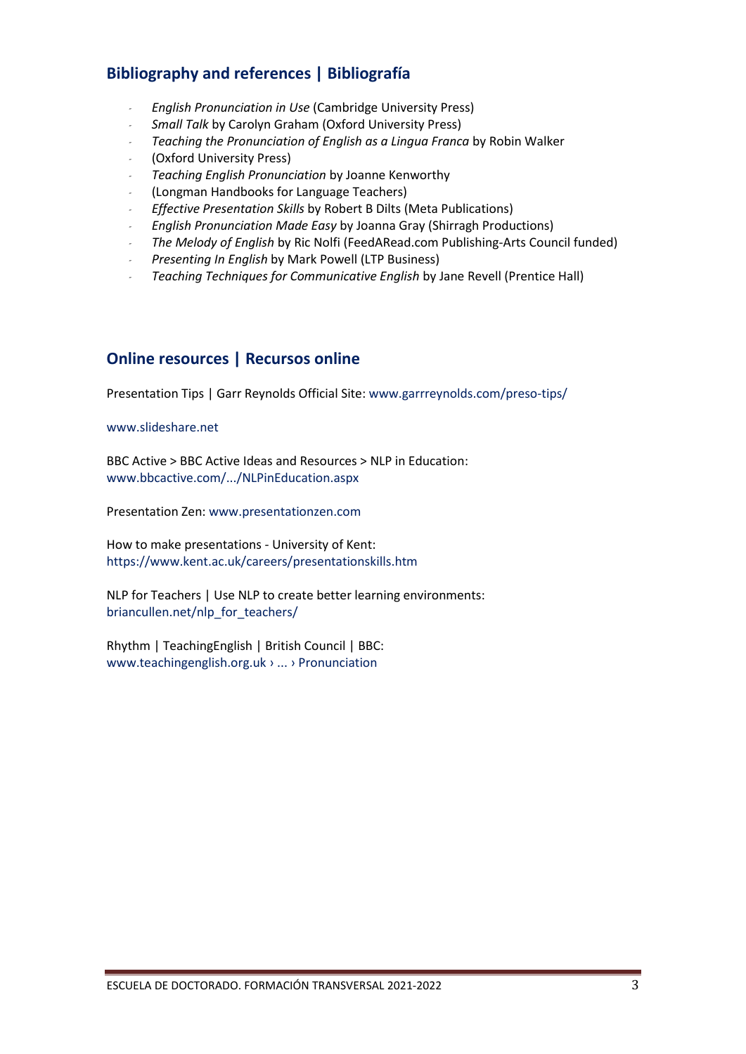## Bibliography and references | Bibliografía

- *English Pronunciation in Use* (Cambridge University Press)
- *Small Talk* by Carolyn Graham (Oxford University Press)
- *Teaching the Pronunciation of English as a Lingua Franca* by Robin Walker
- (Oxford University Press)
- *Teaching English Pronunciation* by Joanne Kenworthy
- (Longman Handbooks for Language Teachers)
- *Effective Presentation Skills* by Robert B Dilts (Meta Publications)
- *English Pronunciation Made Easy* by Joanna Gray (Shirragh Productions)
- *The Melody of English* by Ric Nolfi (FeedARead.com Publishing-Arts Council funded)
- *Presenting In English* by Mark Powell (LTP Business)
- *Teaching Techniques for Communicative English* by Jane Revell (Prentice Hall)

## Online resources | Recursos online

Presentation Tips | Garr Reynolds Official Site: www.garrreynolds.com/preso-tips/

www.slideshare.net

BBC Active > BBC Active Ideas and Resources > NLP in Education:
www.bbcactive.com/.../NLPinEducation.aspx

Presentation Zen: www.presentationzen.com

How to make presentations - University of Kent:
https://www.kent.ac.uk/careers/presentationskills.htm

NLP for Teachers | Use NLP to create better learning environments:
briancullen.net/nlp_for_teachers/

Rhythm | TeachingEnglish | British Council | BBC:
www.teachingenglish.org.uk › ... › Pronunciation